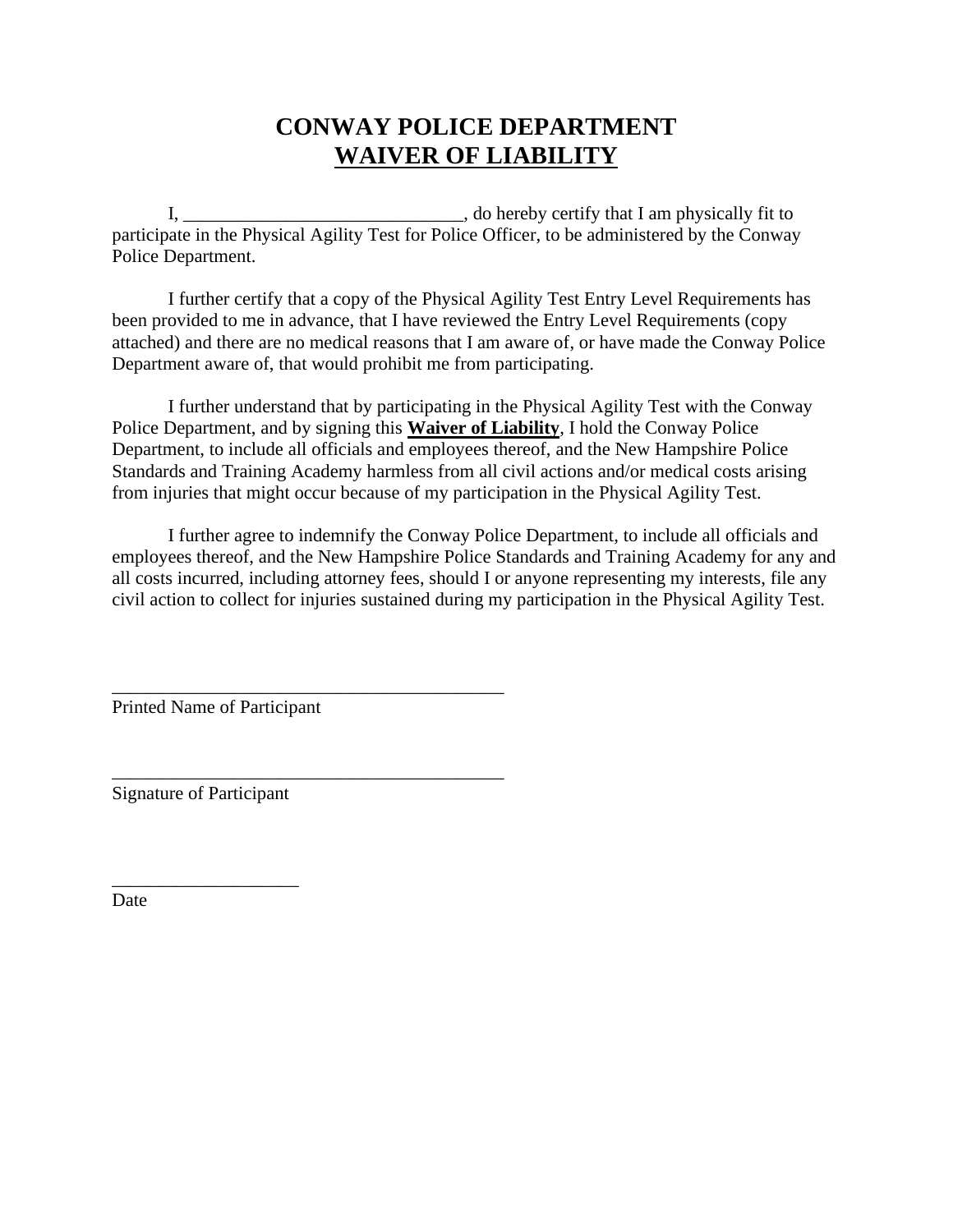# CONWAY POLICE DEPARTMENT
## <u>WAIVER OF LIABILITY</u>

I, ______________________________, do hereby certify that I am physically fit to participate in the Physical Agility Test for Police Officer, to be administered by the Conway Police Department.

I further certify that a copy of the Physical Agility Test Entry Level Requirements has been provided to me in advance, that I have reviewed the Entry Level Requirements (copy attached) and there are no medical reasons that I am aware of, or have made the Conway Police Department aware of, that would prohibit me from participating.

I further understand that by participating in the Physical Agility Test with the Conway Police Department, and by signing this **<u>Waiver of Liability</u>**, I hold the Conway Police Department, to include all officials and employees thereof, and the New Hampshire Police Standards and Training Academy harmless from all civil actions and/or medical costs arising from injuries that might occur because of my participation in the Physical Agility Test.

I further agree to indemnify the Conway Police Department, to include all officials and employees thereof, and the New Hampshire Police Standards and Training Academy for any and all costs incurred, including attorney fees, should I or anyone representing my interests, file any civil action to collect for injuries sustained during my participation in the Physical Agility Test.

____________________________________________
Printed Name of Participant

____________________________________________
Signature of Participant

____________________
Date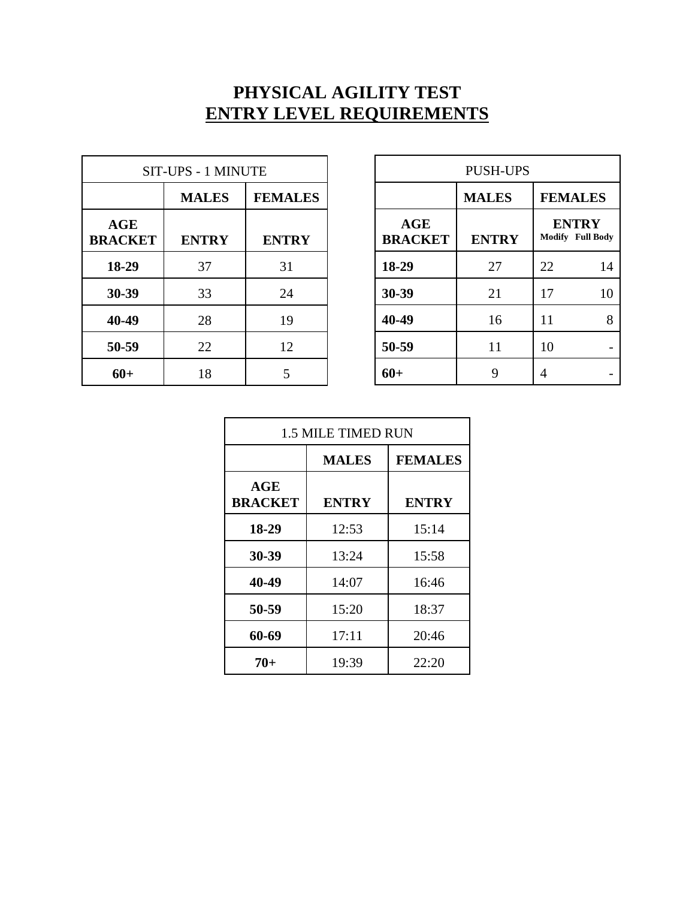# PHYSICAL AGILITY TEST
## ENTRY LEVEL REQUIREMENTS

| SIT-UPS - 1 MINUTE | | |
|---|---|---|
| | **MALES** | **FEMALES** |
| **AGE BRACKET** | **ENTRY** | **ENTRY** |
| **18-29** | 37 | 31 |
| **30-39** | 33 | 24 |
| **40-49** | 28 | 19 |
| **50-59** | 22 | 12 |
| **60+** | 18 | 5 |

| PUSH-UPS | | | |
|---|---|---|---|
| | **MALES** | **FEMALES** | |
| **AGE BRACKET** | **ENTRY** | **ENTRY** Modify | Full Body |
| **18-29** | 27 | 22 | 14 |
| **30-39** | 21 | 17 | 10 |
| **40-49** | 16 | 11 | 8 |
| **50-59** | 11 | 10 | - |
| **60+** | 9 | 4 | - |

| 1.5 MILE TIMED RUN | | |
|---|---|---|
| | **MALES** | **FEMALES** |
| **AGE BRACKET** | **ENTRY** | **ENTRY** |
| **18-29** | 12:53 | 15:14 |
| **30-39** | 13:24 | 15:58 |
| **40-49** | 14:07 | 16:46 |
| **50-59** | 15:20 | 18:37 |
| **60-69** | 17:11 | 20:46 |
| **70+** | 19:39 | 22:20 |